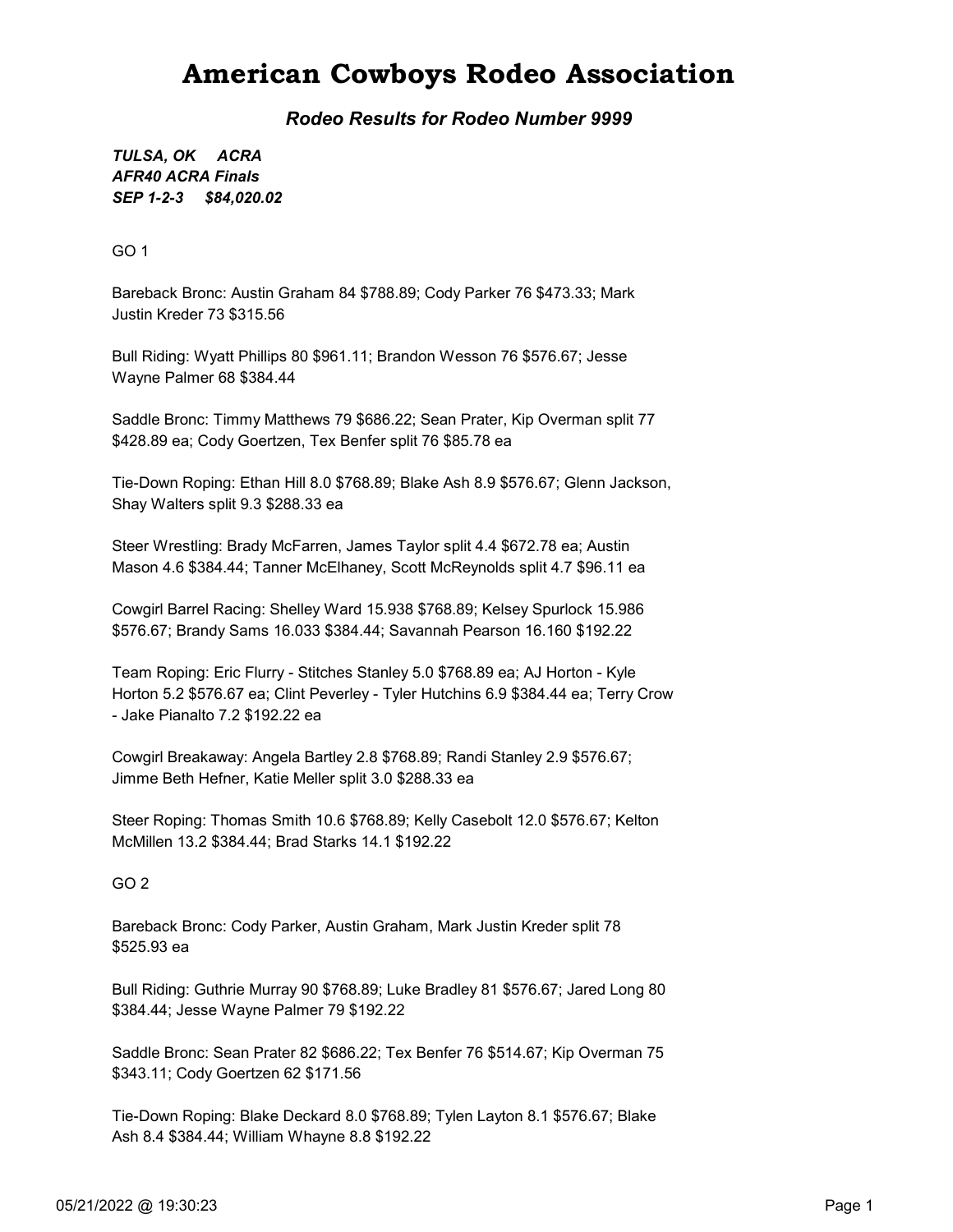# American Cowboys Rodeo Association

***Rodeo Results for Rodeo Number 9999***

***TULSA, OK ACRA***
***AFR40 ACRA Finals***
***SEP 1-2-3 $84,020.02***

GO 1

Bareback Bronc: Austin Graham 84 $788.89; Cody Parker 76 $473.33; Mark Justin Kreder 73 $315.56

Bull Riding: Wyatt Phillips 80 $961.11; Brandon Wesson 76 $576.67; Jesse Wayne Palmer 68 $384.44

Saddle Bronc: Timmy Matthews 79 $686.22; Sean Prater, Kip Overman split 77 $428.89 ea; Cody Goertzen, Tex Benfer split 76 $85.78 ea

Tie-Down Roping: Ethan Hill 8.0 $768.89; Blake Ash 8.9 $576.67; Glenn Jackson, Shay Walters split 9.3 $288.33 ea

Steer Wrestling: Brady McFarren, James Taylor split 4.4 $672.78 ea; Austin Mason 4.6 $384.44; Tanner McElhaney, Scott McReynolds split 4.7 $96.11 ea

Cowgirl Barrel Racing: Shelley Ward 15.938 $768.89; Kelsey Spurlock 15.986 $576.67; Brandy Sams 16.033 $384.44; Savannah Pearson 16.160 $192.22

Team Roping: Eric Flurry - Stitches Stanley 5.0 $768.89 ea; AJ Horton - Kyle Horton 5.2 $576.67 ea; Clint Peverley - Tyler Hutchins 6.9 $384.44 ea; Terry Crow - Jake Pianalto 7.2 $192.22 ea

Cowgirl Breakaway: Angela Bartley 2.8 $768.89; Randi Stanley 2.9 $576.67; Jimme Beth Hefner, Katie Meller split 3.0 $288.33 ea

Steer Roping: Thomas Smith 10.6 $768.89; Kelly Casebolt 12.0 $576.67; Kelton McMillen 13.2 $384.44; Brad Starks 14.1 $192.22

GO 2

Bareback Bronc: Cody Parker, Austin Graham, Mark Justin Kreder split 78 $525.93 ea

Bull Riding: Guthrie Murray 90 $768.89; Luke Bradley 81 $576.67; Jared Long 80 $384.44; Jesse Wayne Palmer 79 $192.22

Saddle Bronc: Sean Prater 82 $686.22; Tex Benfer 76 $514.67; Kip Overman 75 $343.11; Cody Goertzen 62 $171.56

Tie-Down Roping: Blake Deckard 8.0 $768.89; Tylen Layton 8.1 $576.67; Blake Ash 8.4 $384.44; William Whayne 8.8 $192.22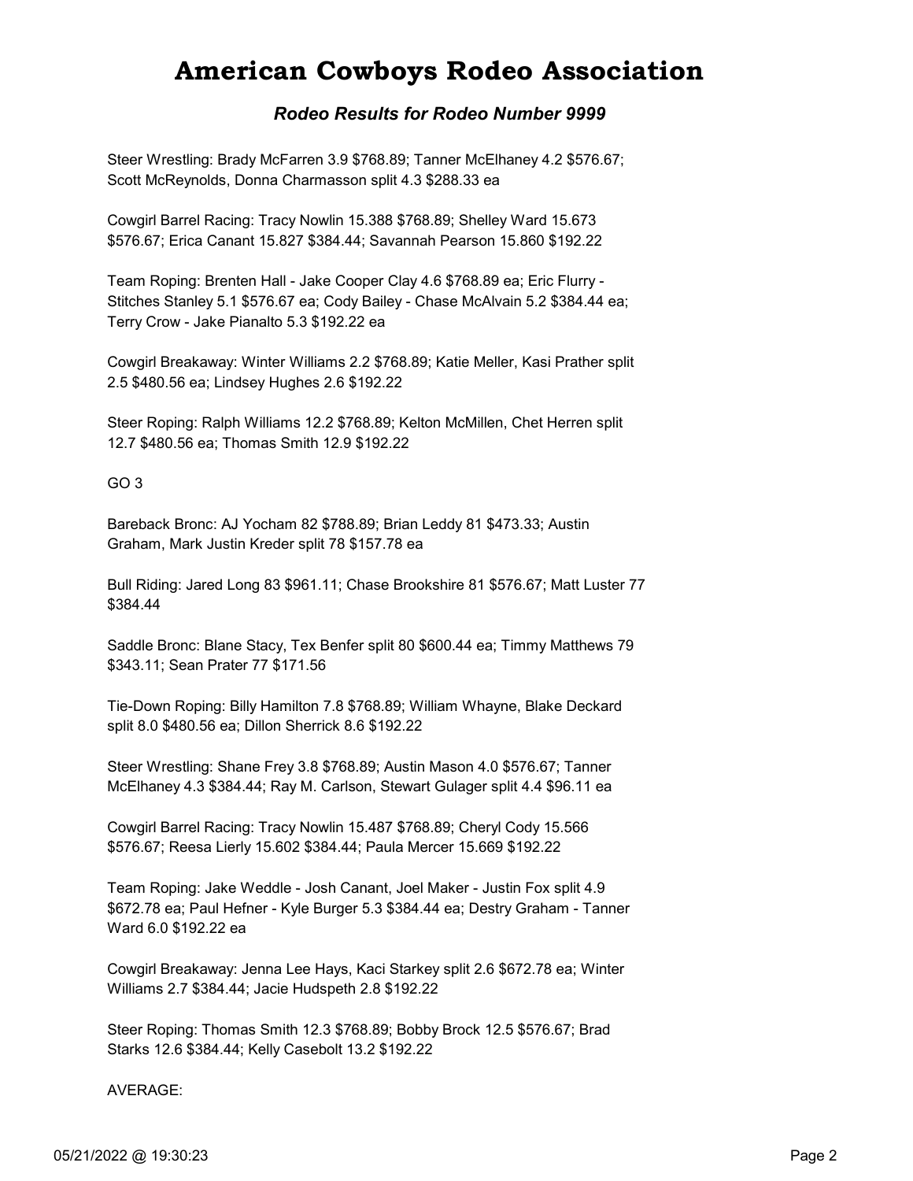# American Cowboys Rodeo Association

### *Rodeo Results for Rodeo Number 9999*

Steer Wrestling: Brady McFarren 3.9 $768.89; Tanner McElhaney 4.2 $576.67; Scott McReynolds, Donna Charmasson split 4.3 $288.33 ea

Cowgirl Barrel Racing: Tracy Nowlin 15.388 $768.89; Shelley Ward 15.673 $576.67; Erica Canant 15.827 $384.44; Savannah Pearson 15.860 $192.22

Team Roping: Brenten Hall - Jake Cooper Clay 4.6 $768.89 ea; Eric Flurry - Stitches Stanley 5.1 $576.67 ea; Cody Bailey - Chase McAlvain 5.2 $384.44 ea; Terry Crow - Jake Pianalto 5.3 $192.22 ea

Cowgirl Breakaway: Winter Williams 2.2 $768.89; Katie Meller, Kasi Prather split 2.5 $480.56 ea; Lindsey Hughes 2.6 $192.22

Steer Roping: Ralph Williams 12.2 $768.89; Kelton McMillen, Chet Herren split 12.7 $480.56 ea; Thomas Smith 12.9 $192.22

GO 3

Bareback Bronc: AJ Yocham 82 $788.89; Brian Leddy 81 $473.33; Austin Graham, Mark Justin Kreder split 78 $157.78 ea

Bull Riding: Jared Long 83 $961.11; Chase Brookshire 81 $576.67; Matt Luster 77 $384.44

Saddle Bronc: Blane Stacy, Tex Benfer split 80 $600.44 ea; Timmy Matthews 79 $343.11; Sean Prater 77 $171.56

Tie-Down Roping: Billy Hamilton 7.8 $768.89; William Whayne, Blake Deckard split 8.0 $480.56 ea; Dillon Sherrick 8.6 $192.22

Steer Wrestling: Shane Frey 3.8 $768.89; Austin Mason 4.0 $576.67; Tanner McElhaney 4.3 $384.44; Ray M. Carlson, Stewart Gulager split 4.4 $96.11 ea

Cowgirl Barrel Racing: Tracy Nowlin 15.487 $768.89; Cheryl Cody 15.566 $576.67; Reesa Lierly 15.602 $384.44; Paula Mercer 15.669 $192.22

Team Roping: Jake Weddle - Josh Canant, Joel Maker - Justin Fox split 4.9 $672.78 ea; Paul Hefner - Kyle Burger 5.3 $384.44 ea; Destry Graham - Tanner Ward 6.0 $192.22 ea

Cowgirl Breakaway: Jenna Lee Hays, Kaci Starkey split 2.6 $672.78 ea; Winter Williams 2.7 $384.44; Jacie Hudspeth 2.8 $192.22

Steer Roping: Thomas Smith 12.3 $768.89; Bobby Brock 12.5 $576.67; Brad Starks 12.6 $384.44; Kelly Casebolt 13.2 $192.22

AVERAGE: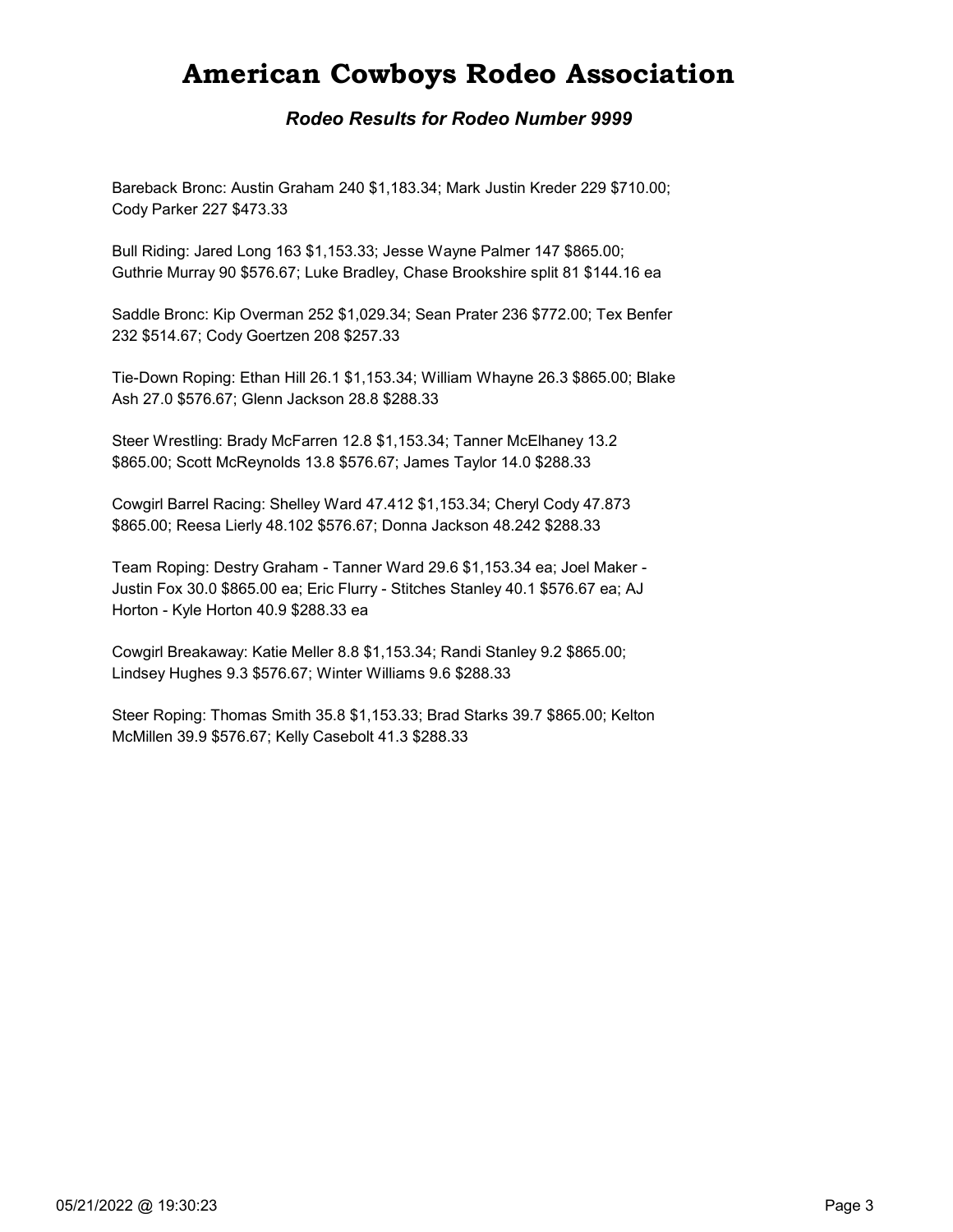# American Cowboys Rodeo Association

***Rodeo Results for Rodeo Number 9999***

Bareback Bronc: Austin Graham 240 $1,183.34; Mark Justin Kreder 229 $710.00; Cody Parker 227 $473.33

Bull Riding: Jared Long 163 $1,153.33; Jesse Wayne Palmer 147 $865.00; Guthrie Murray 90 $576.67; Luke Bradley, Chase Brookshire split 81 $144.16 ea

Saddle Bronc: Kip Overman 252 $1,029.34; Sean Prater 236 $772.00; Tex Benfer 232 $514.67; Cody Goertzen 208 $257.33

Tie-Down Roping: Ethan Hill 26.1 $1,153.34; William Whayne 26.3 $865.00; Blake Ash 27.0 $576.67; Glenn Jackson 28.8 $288.33

Steer Wrestling: Brady McFarren 12.8 $1,153.34; Tanner McElhaney 13.2 $865.00; Scott McReynolds 13.8 $576.67; James Taylor 14.0 $288.33

Cowgirl Barrel Racing: Shelley Ward 47.412 $1,153.34; Cheryl Cody 47.873 $865.00; Reesa Lierly 48.102 $576.67; Donna Jackson 48.242 $288.33

Team Roping: Destry Graham - Tanner Ward 29.6 $1,153.34 ea; Joel Maker - Justin Fox 30.0 $865.00 ea; Eric Flurry - Stitches Stanley 40.1 $576.67 ea; AJ Horton - Kyle Horton 40.9 $288.33 ea

Cowgirl Breakaway: Katie Meller 8.8 $1,153.34; Randi Stanley 9.2 $865.00; Lindsey Hughes 9.3 $576.67; Winter Williams 9.6 $288.33

Steer Roping: Thomas Smith 35.8 $1,153.33; Brad Starks 39.7 $865.00; Kelton McMillen 39.9 $576.67; Kelly Casebolt 41.3 $288.33

05/21/2022 @ 19:30:23